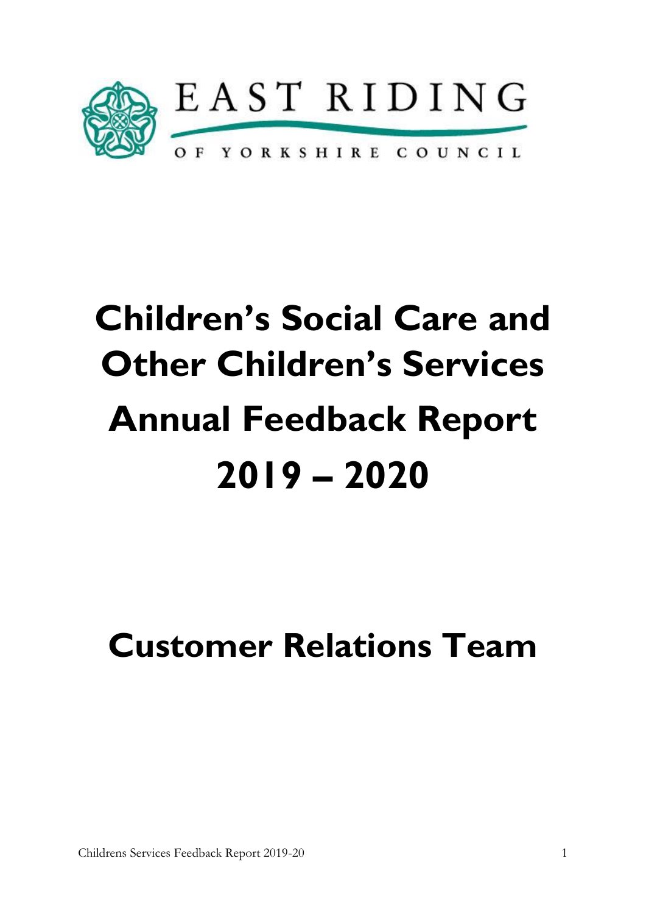EAST RIDING

OF YORKSHIRE COUNCIL

# Children's Social Care and Other Children's Services Annual Feedback Report 2019 – 2020

# Customer Relations Team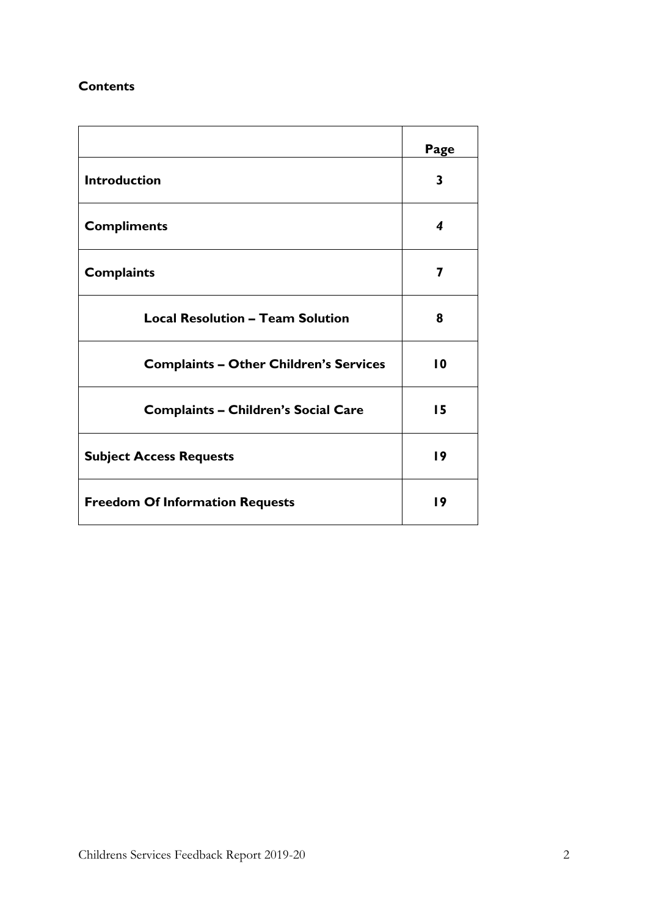**Contents**

| | **Page** |
|---|---|
| **Introduction** | **3** |
| **Compliments** | ***4*** |
| **Complaints** | **7** |
| **Local Resolution – Team Solution** | **8** |
| **Complaints – Other Children's Services** | **10** |
| **Complaints – Children's Social Care** | **15** |
| **Subject Access Requests** | **19** |
| **Freedom Of Information Requests** | **19** |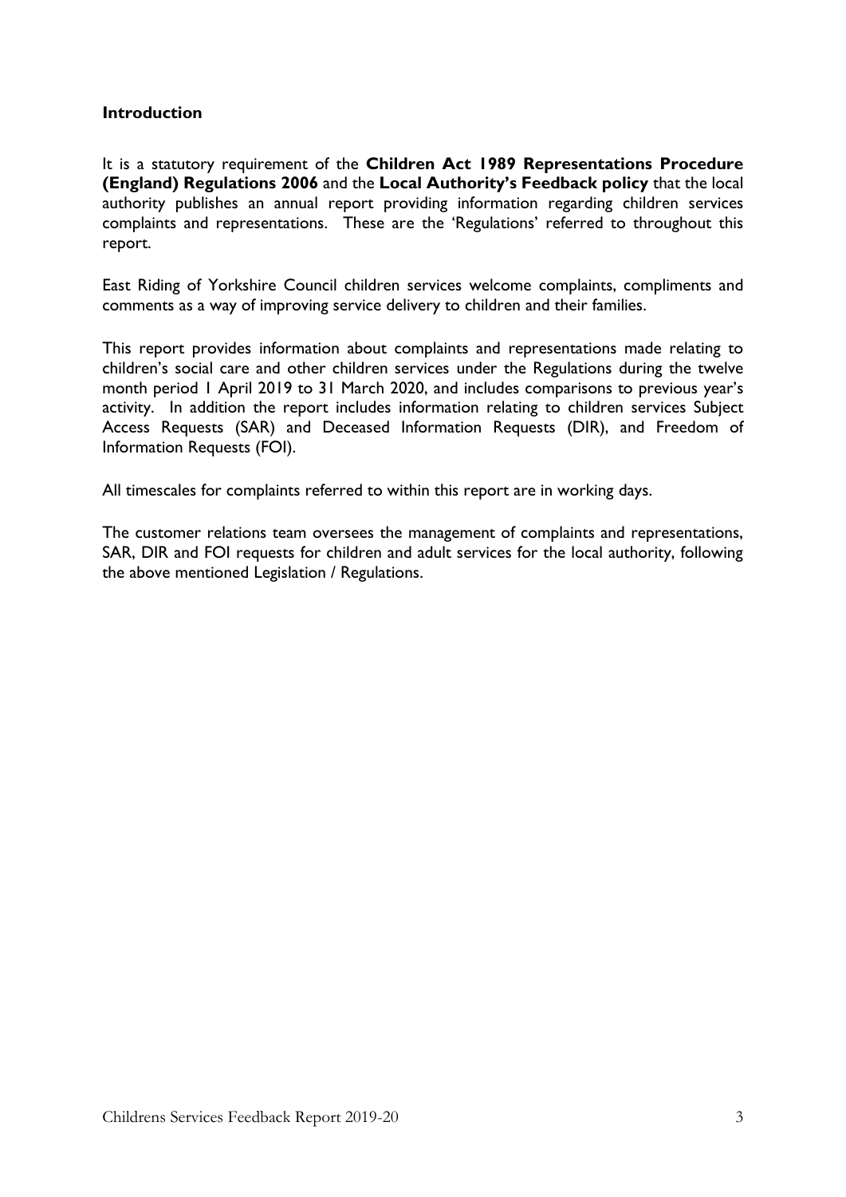## Introduction

It is a statutory requirement of the **Children Act 1989 Representations Procedure (England) Regulations 2006** and the **Local Authority's Feedback policy** that the local authority publishes an annual report providing information regarding children services complaints and representations. These are the 'Regulations' referred to throughout this report.

East Riding of Yorkshire Council children services welcome complaints, compliments and comments as a way of improving service delivery to children and their families.

This report provides information about complaints and representations made relating to children's social care and other children services under the Regulations during the twelve month period 1 April 2019 to 31 March 2020, and includes comparisons to previous year's activity. In addition the report includes information relating to children services Subject Access Requests (SAR) and Deceased Information Requests (DIR), and Freedom of Information Requests (FOI).

All timescales for complaints referred to within this report are in working days.

The customer relations team oversees the management of complaints and representations, SAR, DIR and FOI requests for children and adult services for the local authority, following the above mentioned Legislation / Regulations.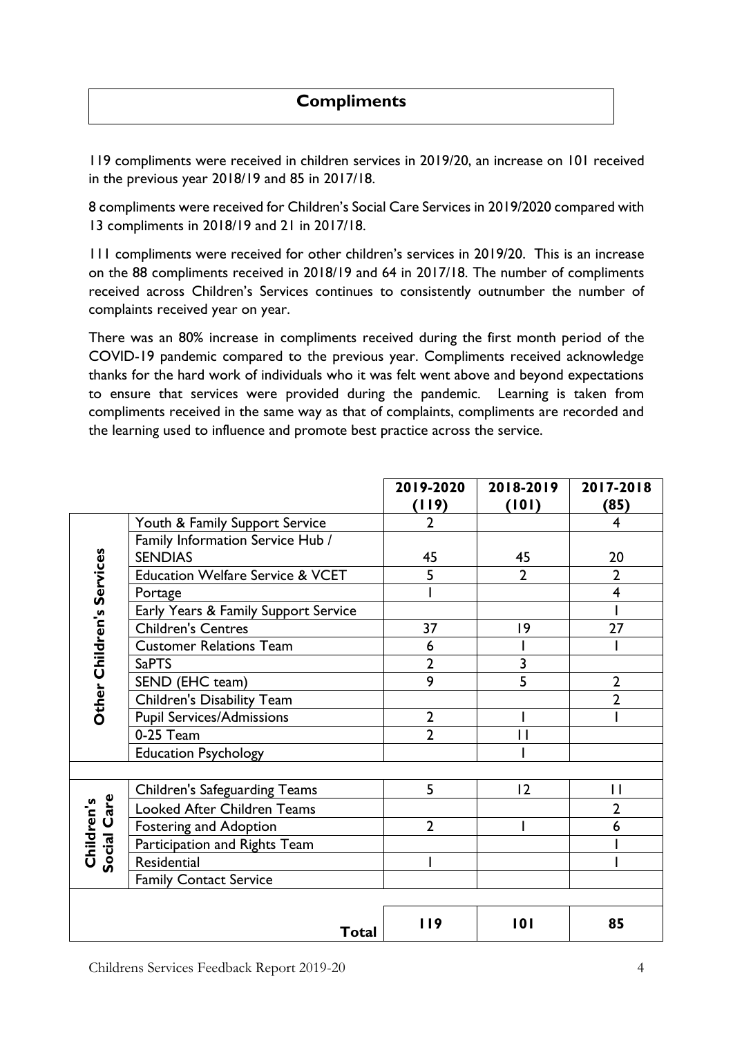## Compliments

119 compliments were received in children services in 2019/20, an increase on 101 received in the previous year 2018/19 and 85 in 2017/18.

8 compliments were received for Children's Social Care Services in 2019/2020 compared with 13 compliments in 2018/19 and 21 in 2017/18.

111 compliments were received for other children's services in 2019/20. This is an increase on the 88 compliments received in 2018/19 and 64 in 2017/18. The number of compliments received across Children's Services continues to consistently outnumber the number of complaints received year on year.

There was an 80% increase in compliments received during the first month period of the COVID-19 pandemic compared to the previous year. Compliments received acknowledge thanks for the hard work of individuals who it was felt went above and beyond expectations to ensure that services were provided during the pandemic. Learning is taken from compliments received in the same way as that of complaints, compliments are recorded and the learning used to influence and promote best practice across the service.

| | | 2019-2020 (119) | 2018-2019 (101) | 2017-2018 (85) |
|---|---|---|---|---|
| **Other Children's Services** | Youth & Family Support Service | 2 | | 4 |
| | Family Information Service Hub / SENDIAS | 45 | 45 | 20 |
| | Education Welfare Service & VCET | 5 | 2 | 2 |
| | Portage | 1 | | 4 |
| | Early Years & Family Support Service | | | 1 |
| | Children's Centres | 37 | 19 | 27 |
| | Customer Relations Team | 6 | 1 | 1 |
| | SaPTS | 2 | 3 | |
| | SEND (EHC team) | 9 | 5 | 2 |
| | Children's Disability Team | | | 2 |
| | Pupil Services/Admissions | 2 | 1 | 1 |
| | 0-25 Team | 2 | 11 | |
| | Education Psychology | | 1 | |
| **Children's Social Care** | Children's Safeguarding Teams | 5 | 12 | 11 |
| | Looked After Children Teams | | | 2 |
| | Fostering and Adoption | 2 | 1 | 6 |
| | Participation and Rights Team | | | 1 |
| | Residential | 1 | | 1 |
| | Family Contact Service | | | |
| | **Total** | **119** | **101** | **85** |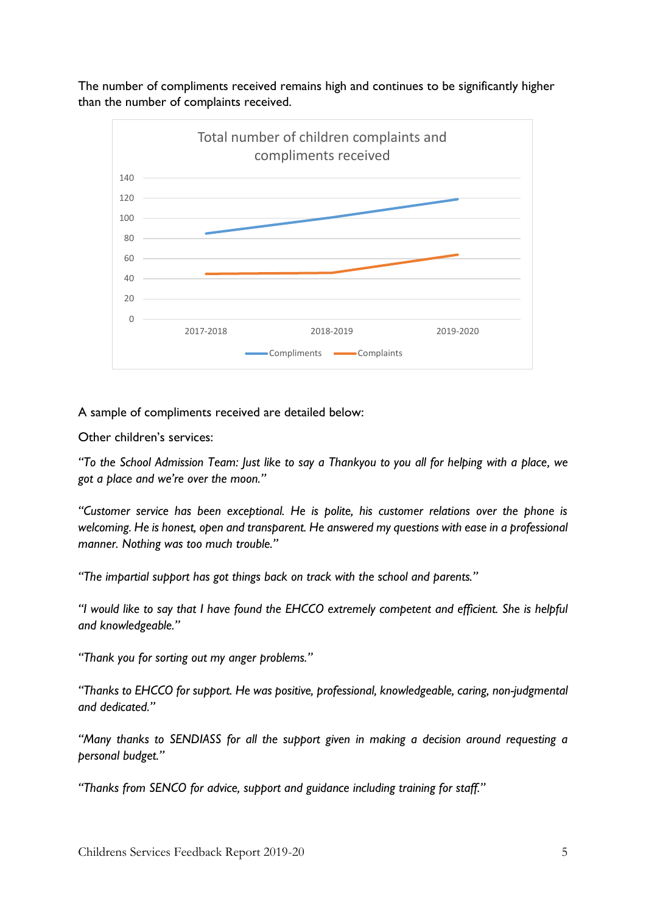The number of compliments received remains high and continues to be significantly higher than the number of complaints received.

A sample of compliments received are detailed below:

Other children's services:

*"To the School Admission Team: Just like to say a Thankyou to you all for helping with a place, we got a place and we're over the moon."*

*"Customer service has been exceptional. He is polite, his customer relations over the phone is welcoming. He is honest, open and transparent. He answered my questions with ease in a professional manner. Nothing was too much trouble."*

*"The impartial support has got things back on track with the school and parents."*

*"I would like to say that I have found the EHCCO extremely competent and efficient. She is helpful and knowledgeable."*

*"Thank you for sorting out my anger problems."*

*"Thanks to EHCCO for support. He was positive, professional, knowledgeable, caring, non-judgmental and dedicated."*

*"Many thanks to SENDIASS for all the support given in making a decision around requesting a personal budget."*

*"Thanks from SENCO for advice, support and guidance including training for staff."*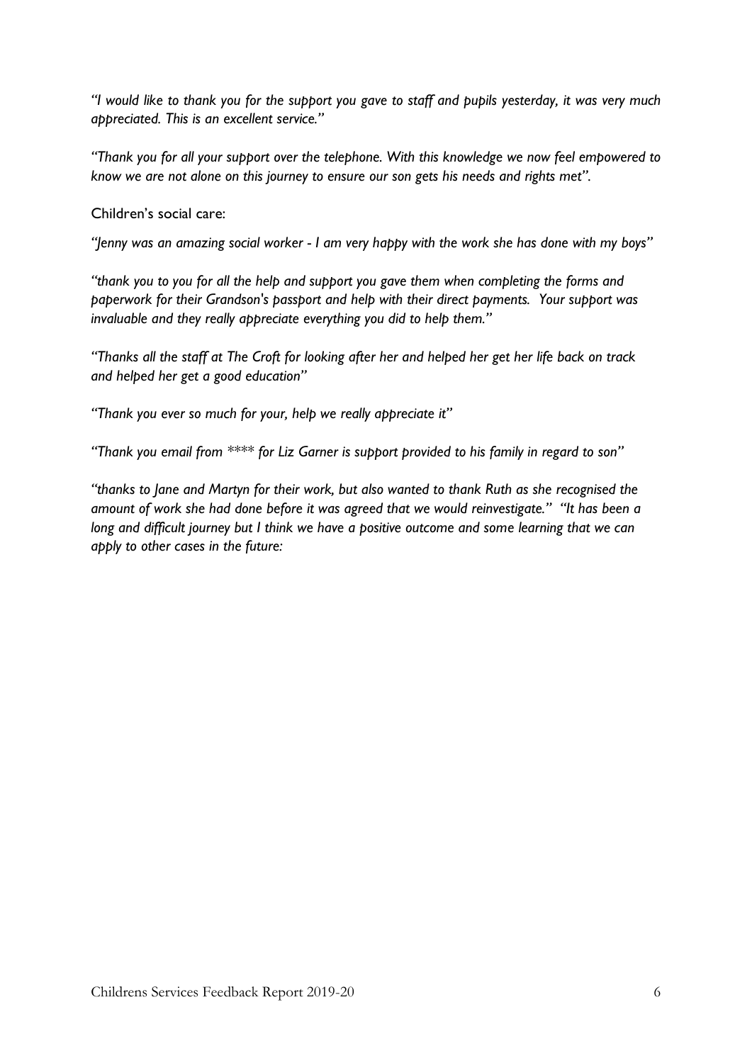*"I would like to thank you for the support you gave to staff and pupils yesterday, it was very much appreciated. This is an excellent service."*

*"Thank you for all your support over the telephone. With this knowledge we now feel empowered to know we are not alone on this journey to ensure our son gets his needs and rights met".*

Children's social care:

*"Jenny was an amazing social worker - I am very happy with the work she has done with my boys"*

*"thank you to you for all the help and support you gave them when completing the forms and paperwork for their Grandson's passport and help with their direct payments. Your support was invaluable and they really appreciate everything you did to help them."*

*"Thanks all the staff at The Croft for looking after her and helped her get her life back on track and helped her get a good education"*

*"Thank you ever so much for your, help we really appreciate it"*

*"Thank you email from **** for Liz Garner is support provided to his family in regard to son"*

*"thanks to Jane and Martyn for their work, but also wanted to thank Ruth as she recognised the amount of work she had done before it was agreed that we would reinvestigate." "It has been a long and difficult journey but I think we have a positive outcome and some learning that we can apply to other cases in the future:*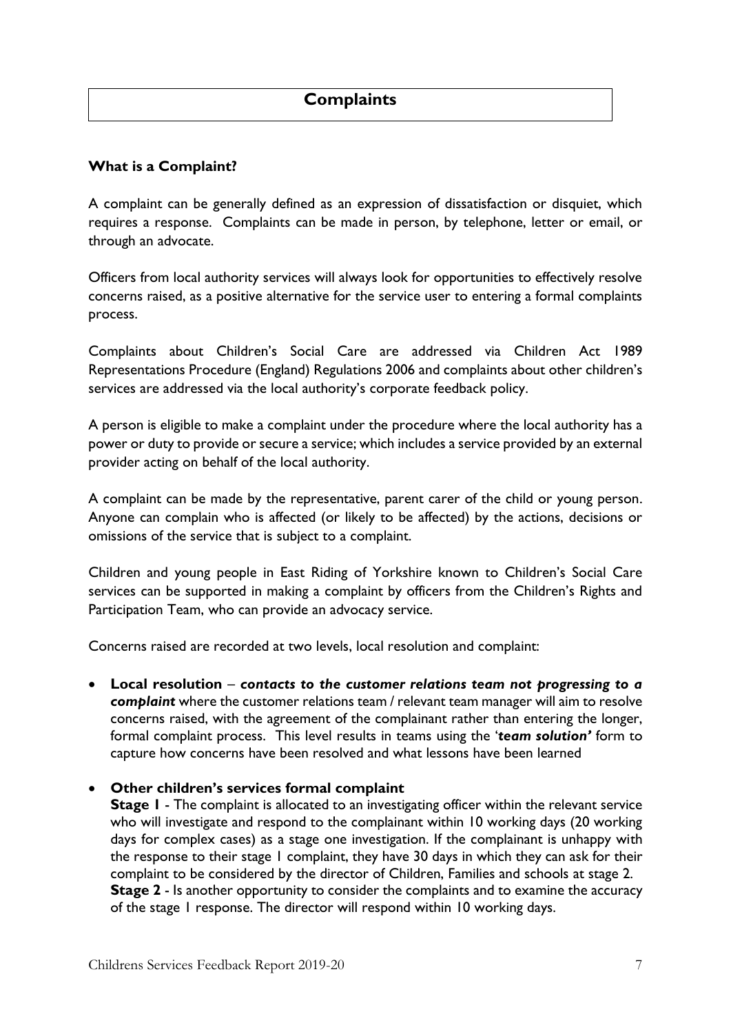## Complaints

### What is a Complaint?

A complaint can be generally defined as an expression of dissatisfaction or disquiet, which requires a response. Complaints can be made in person, by telephone, letter or email, or through an advocate.

Officers from local authority services will always look for opportunities to effectively resolve concerns raised, as a positive alternative for the service user to entering a formal complaints process.

Complaints about Children's Social Care are addressed via Children Act 1989 Representations Procedure (England) Regulations 2006 and complaints about other children's services are addressed via the local authority's corporate feedback policy.

A person is eligible to make a complaint under the procedure where the local authority has a power or duty to provide or secure a service; which includes a service provided by an external provider acting on behalf of the local authority.

A complaint can be made by the representative, parent carer of the child or young person. Anyone can complain who is affected (or likely to be affected) by the actions, decisions or omissions of the service that is subject to a complaint.

Children and young people in East Riding of Yorkshire known to Children's Social Care services can be supported in making a complaint by officers from the Children's Rights and Participation Team, who can provide an advocacy service.

Concerns raised are recorded at two levels, local resolution and complaint:

- **Local resolution** – ***contacts to the customer relations team not progressing to a complaint*** where the customer relations team / relevant team manager will aim to resolve concerns raised, with the agreement of the complainant rather than entering the longer, formal complaint process. This level results in teams using the '***team solution'*** form to capture how concerns have been resolved and what lessons have been learned

- **Other children's services formal complaint**
  **Stage 1** - The complaint is allocated to an investigating officer within the relevant service who will investigate and respond to the complainant within 10 working days (20 working days for complex cases) as a stage one investigation. If the complainant is unhappy with the response to their stage 1 complaint, they have 30 days in which they can ask for their complaint to be considered by the director of Children, Families and schools at stage 2.
  **Stage 2** - Is another opportunity to consider the complaints and to examine the accuracy of the stage 1 response. The director will respond within 10 working days.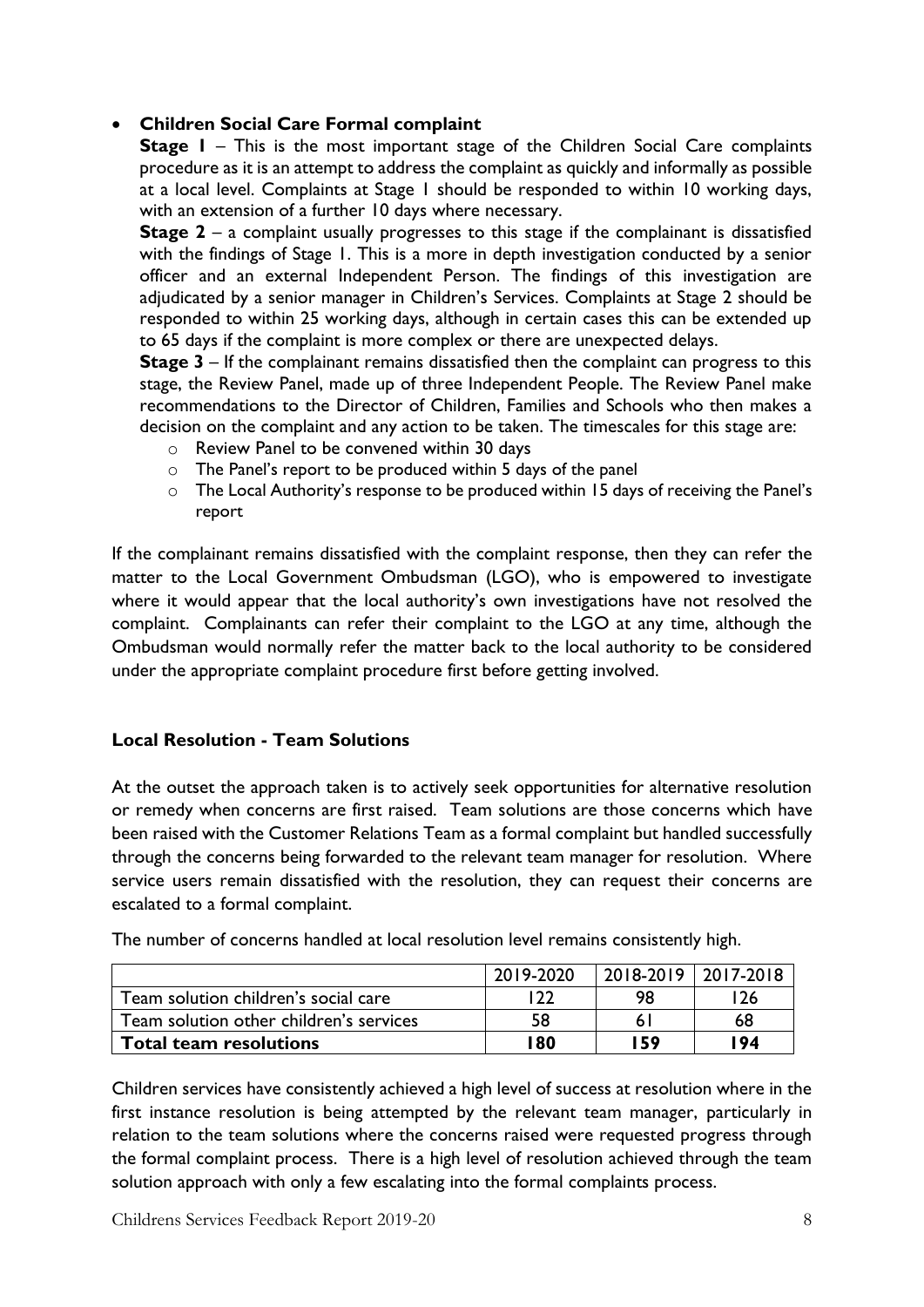- **Children Social Care Formal complaint**

  **Stage 1** – This is the most important stage of the Children Social Care complaints procedure as it is an attempt to address the complaint as quickly and informally as possible at a local level. Complaints at Stage 1 should be responded to within 10 working days, with an extension of a further 10 days where necessary.

  **Stage 2** – a complaint usually progresses to this stage if the complainant is dissatisfied with the findings of Stage 1. This is a more in depth investigation conducted by a senior officer and an external Independent Person. The findings of this investigation are adjudicated by a senior manager in Children's Services. Complaints at Stage 2 should be responded to within 25 working days, although in certain cases this can be extended up to 65 days if the complaint is more complex or there are unexpected delays.

  **Stage 3** – If the complainant remains dissatisfied then the complaint can progress to this stage, the Review Panel, made up of three Independent People. The Review Panel make recommendations to the Director of Children, Families and Schools who then makes a decision on the complaint and any action to be taken. The timescales for this stage are:

  - Review Panel to be convened within 30 days
  - The Panel's report to be produced within 5 days of the panel
  - The Local Authority's response to be produced within 15 days of receiving the Panel's report

If the complainant remains dissatisfied with the complaint response, then they can refer the matter to the Local Government Ombudsman (LGO), who is empowered to investigate where it would appear that the local authority's own investigations have not resolved the complaint. Complainants can refer their complaint to the LGO at any time, although the Ombudsman would normally refer the matter back to the local authority to be considered under the appropriate complaint procedure first before getting involved.

## Local Resolution - Team Solutions

At the outset the approach taken is to actively seek opportunities for alternative resolution or remedy when concerns are first raised. Team solutions are those concerns which have been raised with the Customer Relations Team as a formal complaint but handled successfully through the concerns being forwarded to the relevant team manager for resolution. Where service users remain dissatisfied with the resolution, they can request their concerns are escalated to a formal complaint.

The number of concerns handled at local resolution level remains consistently high.

| | 2019-2020 | 2018-2019 | 2017-2018 |
|---|---|---|---|
| Team solution children's social care | 122 | 98 | 126 |
| Team solution other children's services | 58 | 61 | 68 |
| **Total team resolutions** | **180** | **159** | **194** |

Children services have consistently achieved a high level of success at resolution where in the first instance resolution is being attempted by the relevant team manager, particularly in relation to the team solutions where the concerns raised were requested progress through the formal complaint process. There is a high level of resolution achieved through the team solution approach with only a few escalating into the formal complaints process.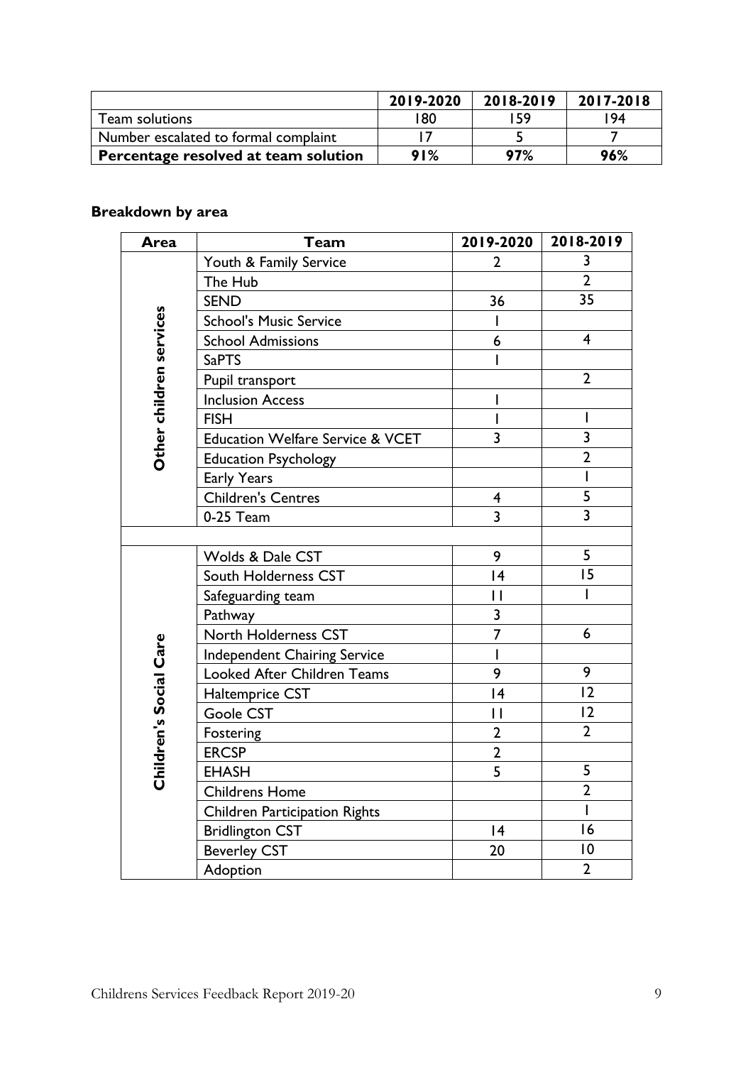| | 2019-2020 | 2018-2019 | 2017-2018 |
|---|---|---|---|
| Team solutions | 180 | 159 | 194 |
| Number escalated to formal complaint | 17 | 5 | 7 |
| **Percentage resolved at team solution** | **91%** | **97%** | **96%** |

**Breakdown by area**

| Area | Team | 2019-2020 | 2018-2019 |
|---|---|---|---|
| Other children services | Youth & Family Service | 2 | 3 |
| | The Hub | | 2 |
| | SEND | 36 | 35 |
| | School's Music Service | 1 | |
| | School Admissions | 6 | 4 |
| | SaPTS | 1 | |
| | Pupil transport | | 2 |
| | Inclusion Access | 1 | |
| | FISH | 1 | 1 |
| | Education Welfare Service & VCET | 3 | 3 |
| | Education Psychology | | 2 |
| | Early Years | | 1 |
| | Children's Centres | 4 | 5 |
| | 0-25 Team | 3 | 3 |
| | | | |
| Children's Social Care | Wolds & Dale CST | 9 | 5 |
| | South Holderness CST | 14 | 15 |
| | Safeguarding team | 11 | 1 |
| | Pathway | 3 | |
| | North Holderness CST | 7 | 6 |
| | Independent Chairing Service | 1 | |
| | Looked After Children Teams | 9 | 9 |
| | Haltemprice CST | 14 | 12 |
| | Goole CST | 11 | 12 |
| | Fostering | 2 | 2 |
| | ERCSP | 2 | |
| | EHASH | 5 | 5 |
| | Childrens Home | | 2 |
| | Children Participation Rights | | 1 |
| | Bridlington CST | 14 | 16 |
| | Beverley CST | 20 | 10 |
| | Adoption | | 2 |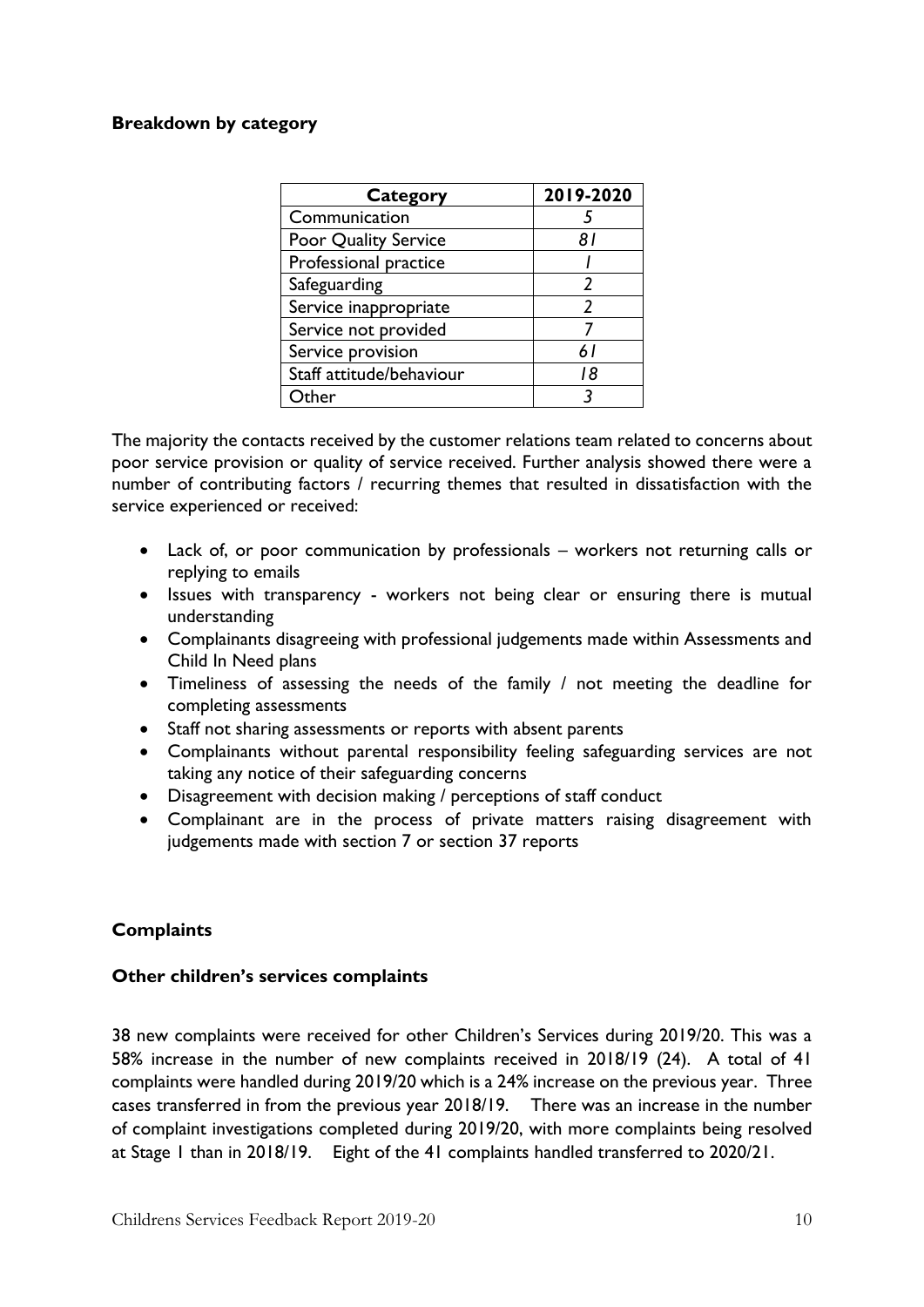**Breakdown by category**

| Category | 2019-2020 |
|---|---|
| Communication | *5* |
| Poor Quality Service | *81* |
| Professional practice | *1* |
| Safeguarding | *2* |
| Service inappropriate | *2* |
| Service not provided | *7* |
| Service provision | *61* |
| Staff attitude/behaviour | *18* |
| Other | *3* |

The majority the contacts received by the customer relations team related to concerns about poor service provision or quality of service received. Further analysis showed there were a number of contributing factors / recurring themes that resulted in dissatisfaction with the service experienced or received:

- Lack of, or poor communication by professionals – workers not returning calls or replying to emails
- Issues with transparency - workers not being clear or ensuring there is mutual understanding
- Complainants disagreeing with professional judgements made within Assessments and Child In Need plans
- Timeliness of assessing the needs of the family / not meeting the deadline for completing assessments
- Staff not sharing assessments or reports with absent parents
- Complainants without parental responsibility feeling safeguarding services are not taking any notice of their safeguarding concerns
- Disagreement with decision making / perceptions of staff conduct
- Complainant are in the process of private matters raising disagreement with judgements made with section 7 or section 37 reports

**Complaints**

**Other children's services complaints**

38 new complaints were received for other Children's Services during 2019/20. This was a 58% increase in the number of new complaints received in 2018/19 (24). A total of 41 complaints were handled during 2019/20 which is a 24% increase on the previous year. Three cases transferred in from the previous year 2018/19. There was an increase in the number of complaint investigations completed during 2019/20, with more complaints being resolved at Stage 1 than in 2018/19. Eight of the 41 complaints handled transferred to 2020/21.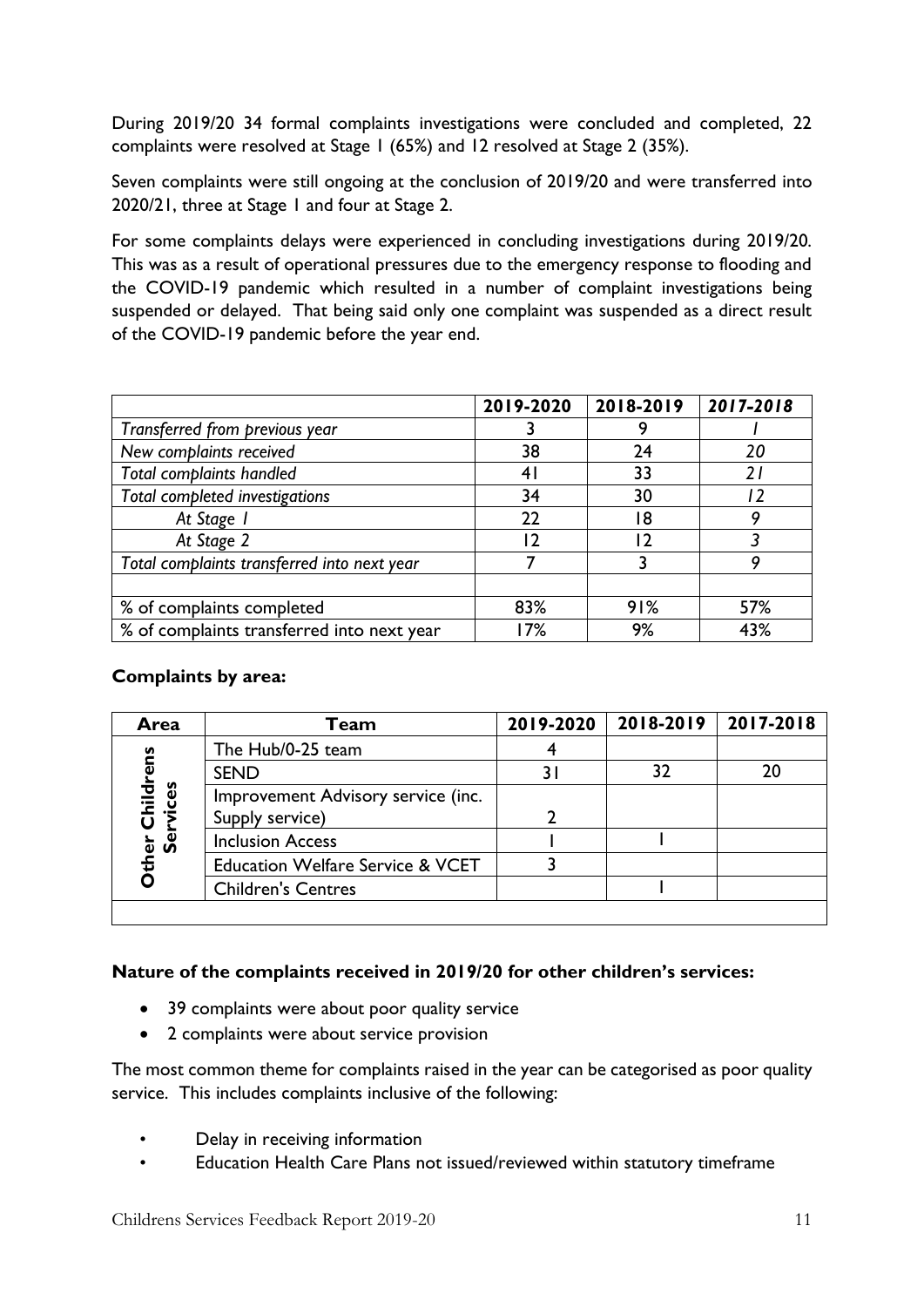During 2019/20 34 formal complaints investigations were concluded and completed, 22 complaints were resolved at Stage 1 (65%) and 12 resolved at Stage 2 (35%).

Seven complaints were still ongoing at the conclusion of 2019/20 and were transferred into 2020/21, three at Stage 1 and four at Stage 2.

For some complaints delays were experienced in concluding investigations during 2019/20. This was as a result of operational pressures due to the emergency response to flooding and the COVID-19 pandemic which resulted in a number of complaint investigations being suspended or delayed. That being said only one complaint was suspended as a direct result of the COVID-19 pandemic before the year end.

| | 2019-2020 | 2018-2019 | *2017-2018* |
|---|---|---|---|
| *Transferred from previous year* | 3 | 9 | *1* |
| *New complaints received* | 38 | 24 | *20* |
| *Total complaints handled* | 41 | 33 | *21* |
| *Total completed investigations* | 34 | 30 | *12* |
| *At Stage 1* | 22 | 18 | *9* |
| *At Stage 2* | 12 | 12 | *3* |
| *Total complaints transferred into next year* | 7 | 3 | *9* |
| | | | |
| % of complaints completed | 83% | 91% | 57% |
| % of complaints transferred into next year | 17% | 9% | 43% |

**Complaints by area:**

| Area | Team | 2019-2020 | 2018-2019 | 2017-2018 |
|---|---|---|---|---|
| **Other Childrens Services** | The Hub/0-25 team | 4 | | |
| | SEND | 31 | 32 | 20 |
| | Improvement Advisory service (inc. Supply service) | 2 | | |
| | Inclusion Access | 1 | 1 | |
| | Education Welfare Service & VCET | 3 | | |
| | Children's Centres | | 1 | |
| | | | | |

**Nature of the complaints received in 2019/20 for other children's services:**

- 39 complaints were about poor quality service
- 2 complaints were about service provision

The most common theme for complaints raised in the year can be categorised as poor quality service. This includes complaints inclusive of the following:

- Delay in receiving information
- Education Health Care Plans not issued/reviewed within statutory timeframe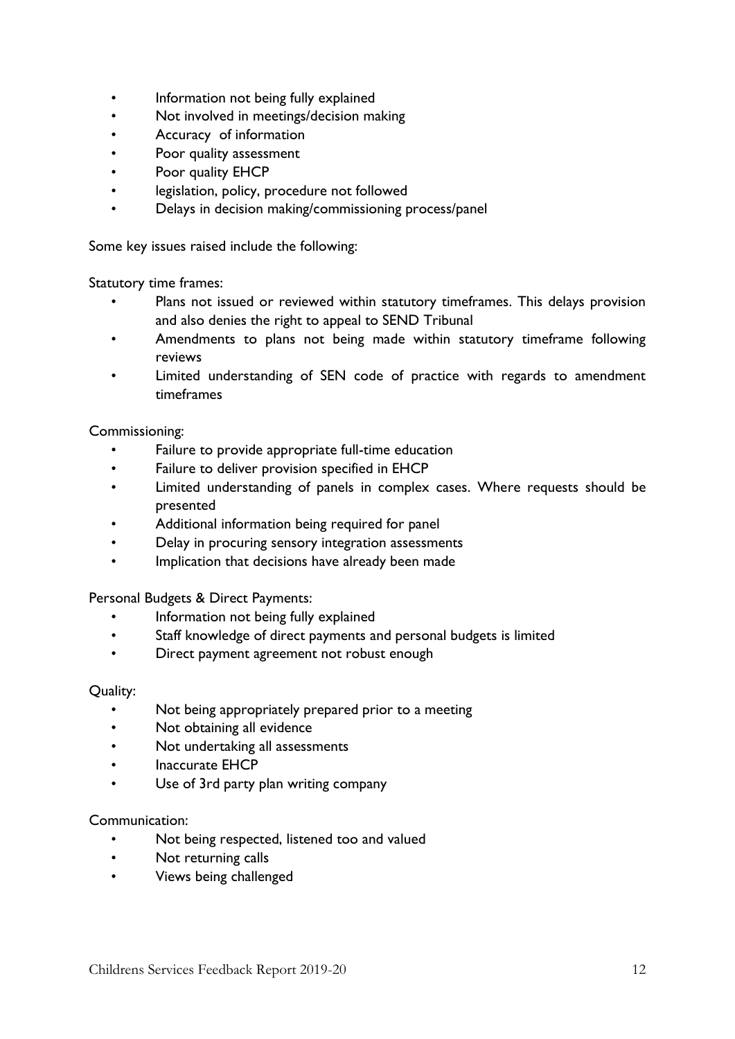- Information not being fully explained
- Not involved in meetings/decision making
- Accuracy of information
- Poor quality assessment
- Poor quality EHCP
- legislation, policy, procedure not followed
- Delays in decision making/commissioning process/panel

Some key issues raised include the following:

Statutory time frames:

- Plans not issued or reviewed within statutory timeframes. This delays provision and also denies the right to appeal to SEND Tribunal
- Amendments to plans not being made within statutory timeframe following reviews
- Limited understanding of SEN code of practice with regards to amendment timeframes

Commissioning:

- Failure to provide appropriate full-time education
- Failure to deliver provision specified in EHCP
- Limited understanding of panels in complex cases. Where requests should be presented
- Additional information being required for panel
- Delay in procuring sensory integration assessments
- Implication that decisions have already been made

Personal Budgets & Direct Payments:

- Information not being fully explained
- Staff knowledge of direct payments and personal budgets is limited
- Direct payment agreement not robust enough

Quality:

- Not being appropriately prepared prior to a meeting
- Not obtaining all evidence
- Not undertaking all assessments
- Inaccurate EHCP
- Use of 3rd party plan writing company

Communication:

- Not being respected, listened too and valued
- Not returning calls
- Views being challenged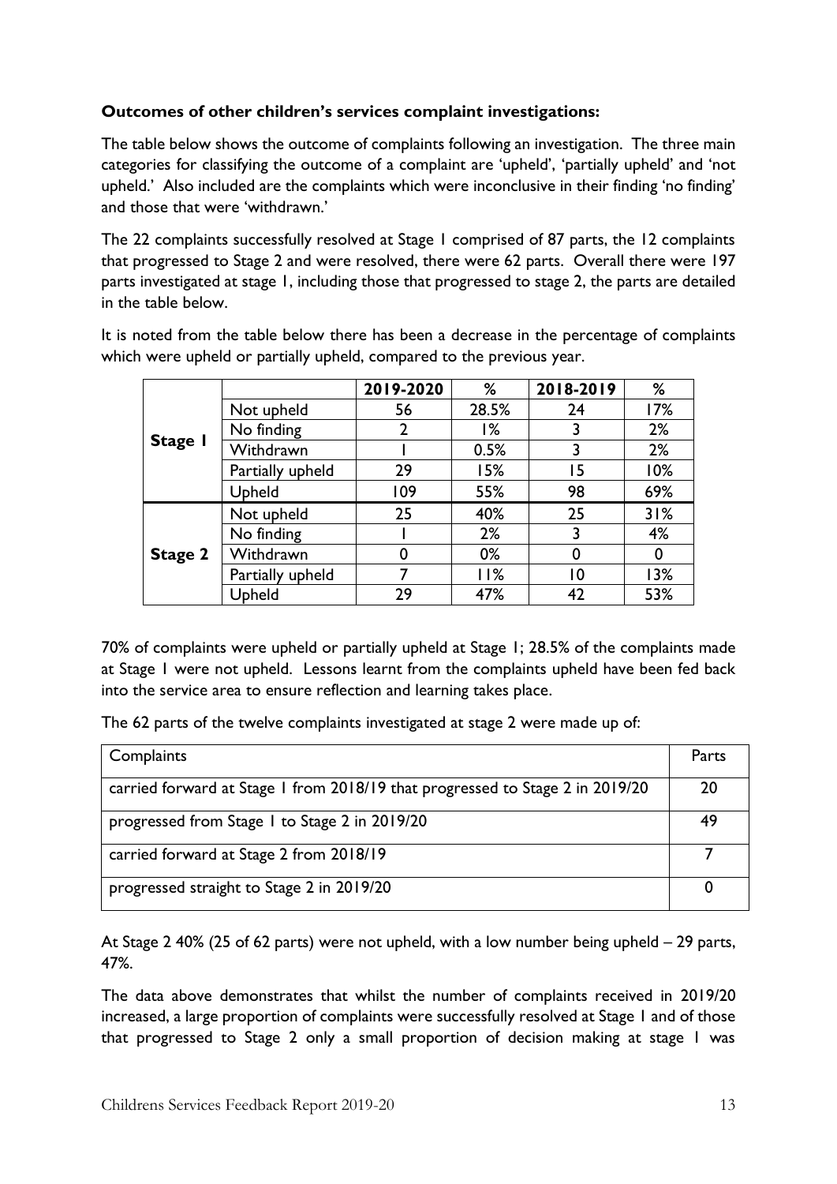**Outcomes of other children's services complaint investigations:**

The table below shows the outcome of complaints following an investigation. The three main categories for classifying the outcome of a complaint are 'upheld', 'partially upheld' and 'not upheld.' Also included are the complaints which were inconclusive in their finding 'no finding' and those that were 'withdrawn.'

The 22 complaints successfully resolved at Stage 1 comprised of 87 parts, the 12 complaints that progressed to Stage 2 and were resolved, there were 62 parts. Overall there were 197 parts investigated at stage 1, including those that progressed to stage 2, the parts are detailed in the table below.

It is noted from the table below there has been a decrease in the percentage of complaints which were upheld or partially upheld, compared to the previous year.

| | | 2019-2020 | % | 2018-2019 | % |
|---|---|---|---|---|---|
| **Stage 1** | Not upheld | 56 | 28.5% | 24 | 17% |
| | No finding | 2 | 1% | 3 | 2% |
| | Withdrawn | 1 | 0.5% | 3 | 2% |
| | Partially upheld | 29 | 15% | 15 | 10% |
| | Upheld | 109 | 55% | 98 | 69% |
| **Stage 2** | Not upheld | 25 | 40% | 25 | 31% |
| | No finding | 1 | 2% | 3 | 4% |
| | Withdrawn | 0 | 0% | 0 | 0 |
| | Partially upheld | 7 | 11% | 10 | 13% |
| | Upheld | 29 | 47% | 42 | 53% |

70% of complaints were upheld or partially upheld at Stage 1; 28.5% of the complaints made at Stage 1 were not upheld. Lessons learnt from the complaints upheld have been fed back into the service area to ensure reflection and learning takes place.

The 62 parts of the twelve complaints investigated at stage 2 were made up of:

| Complaints | Parts |
|---|---|
| carried forward at Stage 1 from 2018/19 that progressed to Stage 2 in 2019/20 | 20 |
| progressed from Stage 1 to Stage 2 in 2019/20 | 49 |
| carried forward at Stage 2 from 2018/19 | 7 |
| progressed straight to Stage 2 in 2019/20 | 0 |

At Stage 2 40% (25 of 62 parts) were not upheld, with a low number being upheld – 29 parts, 47%.

The data above demonstrates that whilst the number of complaints received in 2019/20 increased, a large proportion of complaints were successfully resolved at Stage 1 and of those that progressed to Stage 2 only a small proportion of decision making at stage 1 was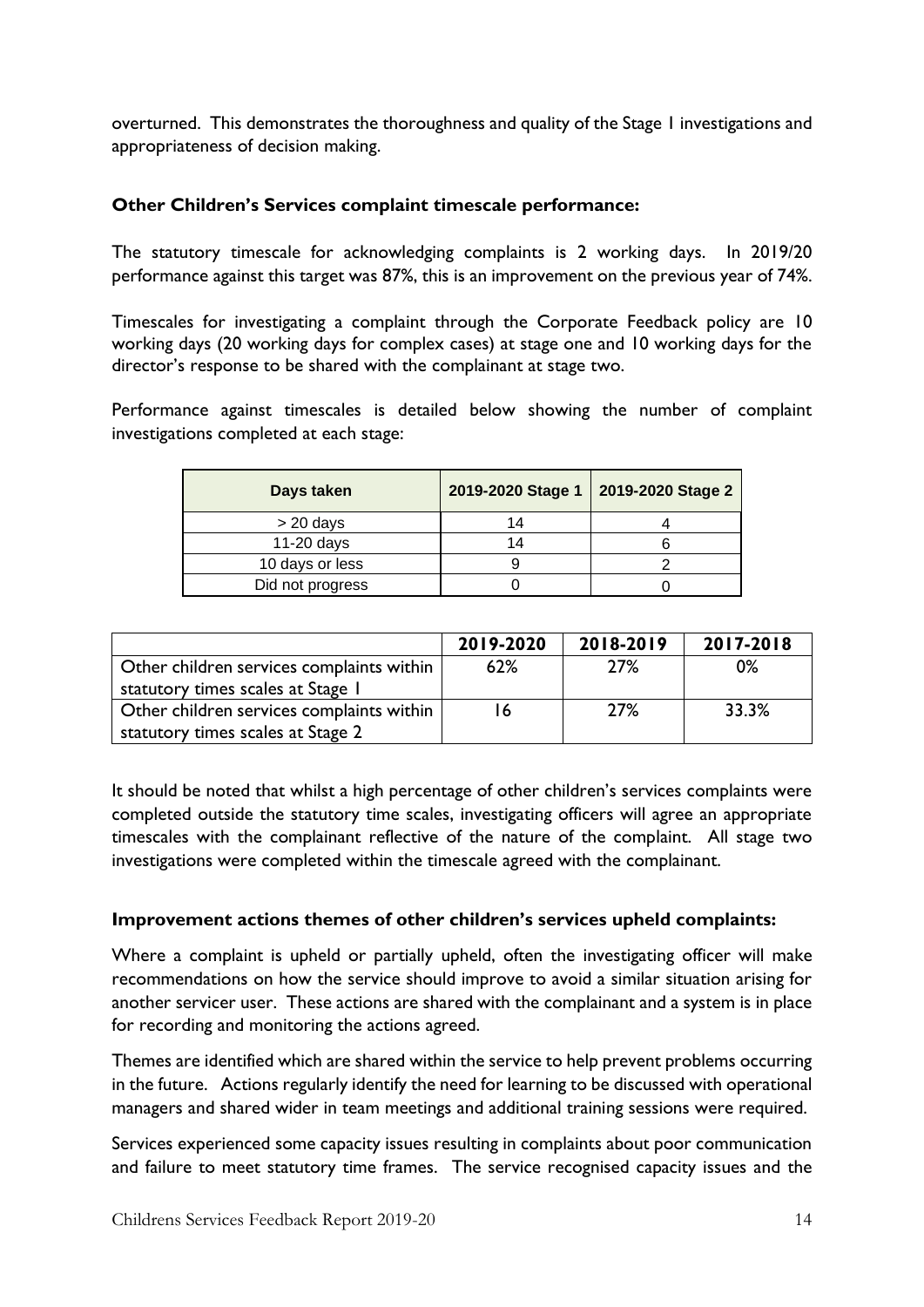overturned. This demonstrates the thoroughness and quality of the Stage 1 investigations and appropriateness of decision making.

**Other Children's Services complaint timescale performance:**

The statutory timescale for acknowledging complaints is 2 working days. In 2019/20 performance against this target was 87%, this is an improvement on the previous year of 74%.

Timescales for investigating a complaint through the Corporate Feedback policy are 10 working days (20 working days for complex cases) at stage one and 10 working days for the director's response to be shared with the complainant at stage two.

Performance against timescales is detailed below showing the number of complaint investigations completed at each stage:

| Days taken | 2019-2020 Stage 1 | 2019-2020 Stage 2 |
|---|---|---|
| > 20 days | 14 | 4 |
| 11-20 days | 14 | 6 |
| 10 days or less | 9 | 2 |
| Did not progress | 0 | 0 |

| | 2019-2020 | 2018-2019 | 2017-2018 |
|---|---|---|---|
| Other children services complaints within statutory times scales at Stage 1 | 62% | 27% | 0% |
| Other children services complaints within statutory times scales at Stage 2 | 16 | 27% | 33.3% |

It should be noted that whilst a high percentage of other children's services complaints were completed outside the statutory time scales, investigating officers will agree an appropriate timescales with the complainant reflective of the nature of the complaint. All stage two investigations were completed within the timescale agreed with the complainant.

**Improvement actions themes of other children's services upheld complaints:**

Where a complaint is upheld or partially upheld, often the investigating officer will make recommendations on how the service should improve to avoid a similar situation arising for another servicer user. These actions are shared with the complainant and a system is in place for recording and monitoring the actions agreed.

Themes are identified which are shared within the service to help prevent problems occurring in the future. Actions regularly identify the need for learning to be discussed with operational managers and shared wider in team meetings and additional training sessions were required.

Services experienced some capacity issues resulting in complaints about poor communication and failure to meet statutory time frames. The service recognised capacity issues and the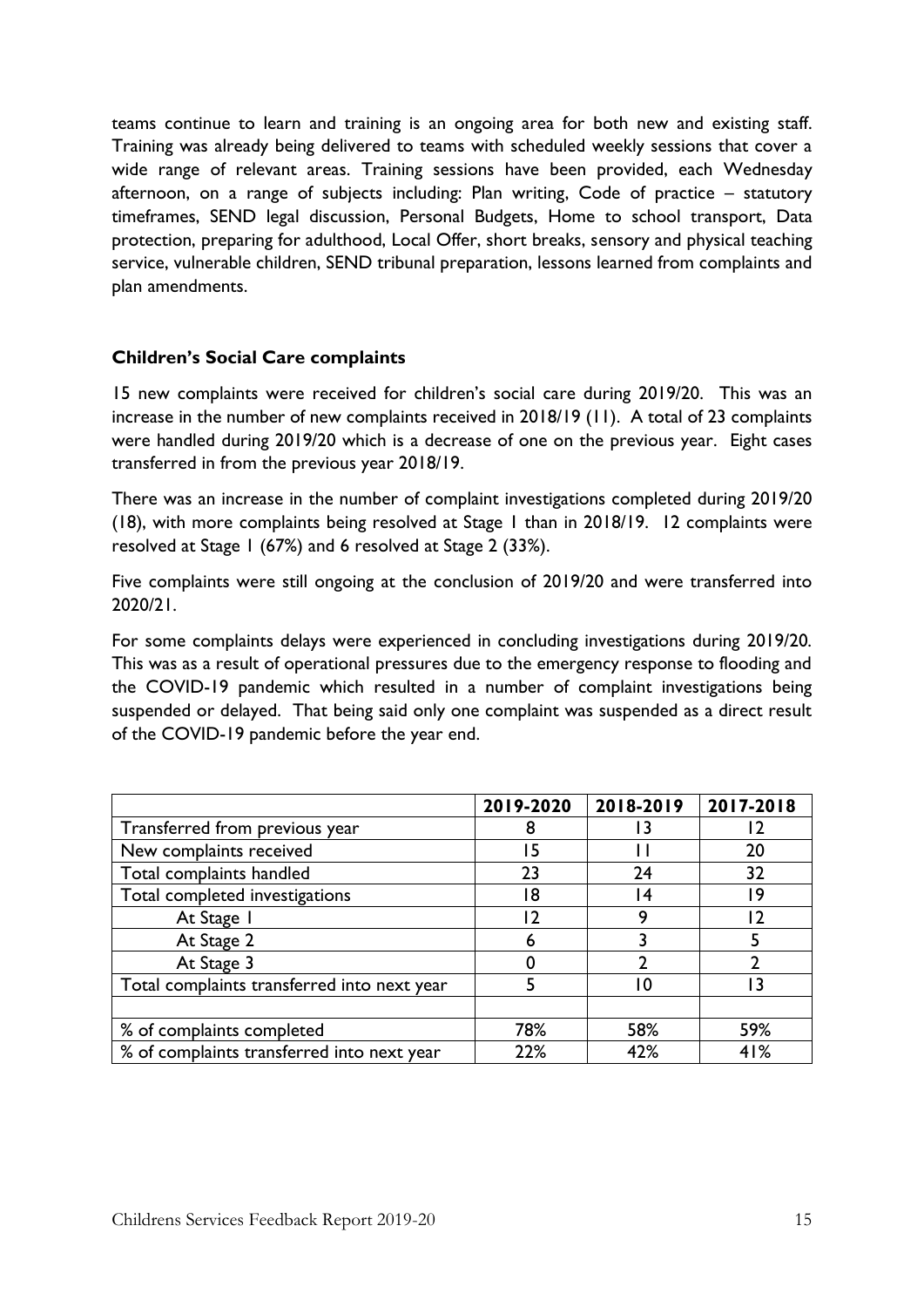teams continue to learn and training is an ongoing area for both new and existing staff. Training was already being delivered to teams with scheduled weekly sessions that cover a wide range of relevant areas. Training sessions have been provided, each Wednesday afternoon, on a range of subjects including: Plan writing, Code of practice – statutory timeframes, SEND legal discussion, Personal Budgets, Home to school transport, Data protection, preparing for adulthood, Local Offer, short breaks, sensory and physical teaching service, vulnerable children, SEND tribunal preparation, lessons learned from complaints and plan amendments.

### Children's Social Care complaints

15 new complaints were received for children's social care during 2019/20. This was an increase in the number of new complaints received in 2018/19 (11). A total of 23 complaints were handled during 2019/20 which is a decrease of one on the previous year. Eight cases transferred in from the previous year 2018/19.

There was an increase in the number of complaint investigations completed during 2019/20 (18), with more complaints being resolved at Stage 1 than in 2018/19. 12 complaints were resolved at Stage 1 (67%) and 6 resolved at Stage 2 (33%).

Five complaints were still ongoing at the conclusion of 2019/20 and were transferred into 2020/21.

For some complaints delays were experienced in concluding investigations during 2019/20. This was as a result of operational pressures due to the emergency response to flooding and the COVID-19 pandemic which resulted in a number of complaint investigations being suspended or delayed. That being said only one complaint was suspended as a direct result of the COVID-19 pandemic before the year end.

| | 2019-2020 | 2018-2019 | 2017-2018 |
|---|---|---|---|
| Transferred from previous year | 8 | 13 | 12 |
| New complaints received | 15 | 11 | 20 |
| Total complaints handled | 23 | 24 | 32 |
| Total completed investigations | 18 | 14 | 19 |
| At Stage 1 | 12 | 9 | 12 |
| At Stage 2 | 6 | 3 | 5 |
| At Stage 3 | 0 | 2 | 2 |
| Total complaints transferred into next year | 5 | 10 | 13 |
| | | | |
| % of complaints completed | 78% | 58% | 59% |
| % of complaints transferred into next year | 22% | 42% | 41% |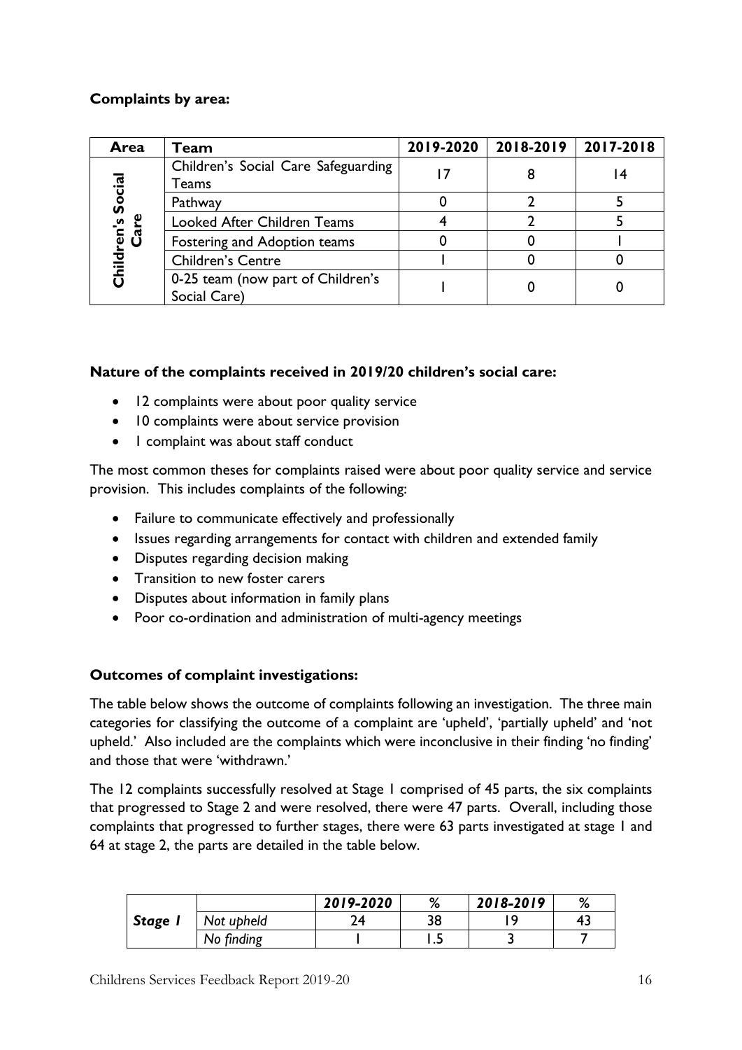**Complaints by area:**

| Area | Team | 2019-2020 | 2018-2019 | 2017-2018 |
|---|---|---|---|---|
| Children's Social Care | Children's Social Care Safeguarding Teams | 17 | 8 | 14 |
| | Pathway | 0 | 2 | 5 |
| | Looked After Children Teams | 4 | 2 | 5 |
| | Fostering and Adoption teams | 0 | 0 | 1 |
| | Children's Centre | 1 | 0 | 0 |
| | 0-25 team (now part of Children's Social Care) | 1 | 0 | 0 |

**Nature of the complaints received in 2019/20 children's social care:**

- 12 complaints were about poor quality service
- 10 complaints were about service provision
- 1 complaint was about staff conduct

The most common theses for complaints raised were about poor quality service and service provision. This includes complaints of the following:

- Failure to communicate effectively and professionally
- Issues regarding arrangements for contact with children and extended family
- Disputes regarding decision making
- Transition to new foster carers
- Disputes about information in family plans
- Poor co-ordination and administration of multi-agency meetings

**Outcomes of complaint investigations:**

The table below shows the outcome of complaints following an investigation. The three main categories for classifying the outcome of a complaint are 'upheld', 'partially upheld' and 'not upheld.' Also included are the complaints which were inconclusive in their finding 'no finding' and those that were 'withdrawn.'

The 12 complaints successfully resolved at Stage 1 comprised of 45 parts, the six complaints that progressed to Stage 2 and were resolved, there were 47 parts. Overall, including those complaints that progressed to further stages, there were 63 parts investigated at stage 1 and 64 at stage 2, the parts are detailed in the table below.

| | | *2019-2020* | % | *2018-2019* | % |
|---|---|---|---|---|---|
| ***Stage 1*** | *Not upheld* | 24 | 38 | 19 | 43 |
| | *No finding* | 1 | 1.5 | 3 | 7 |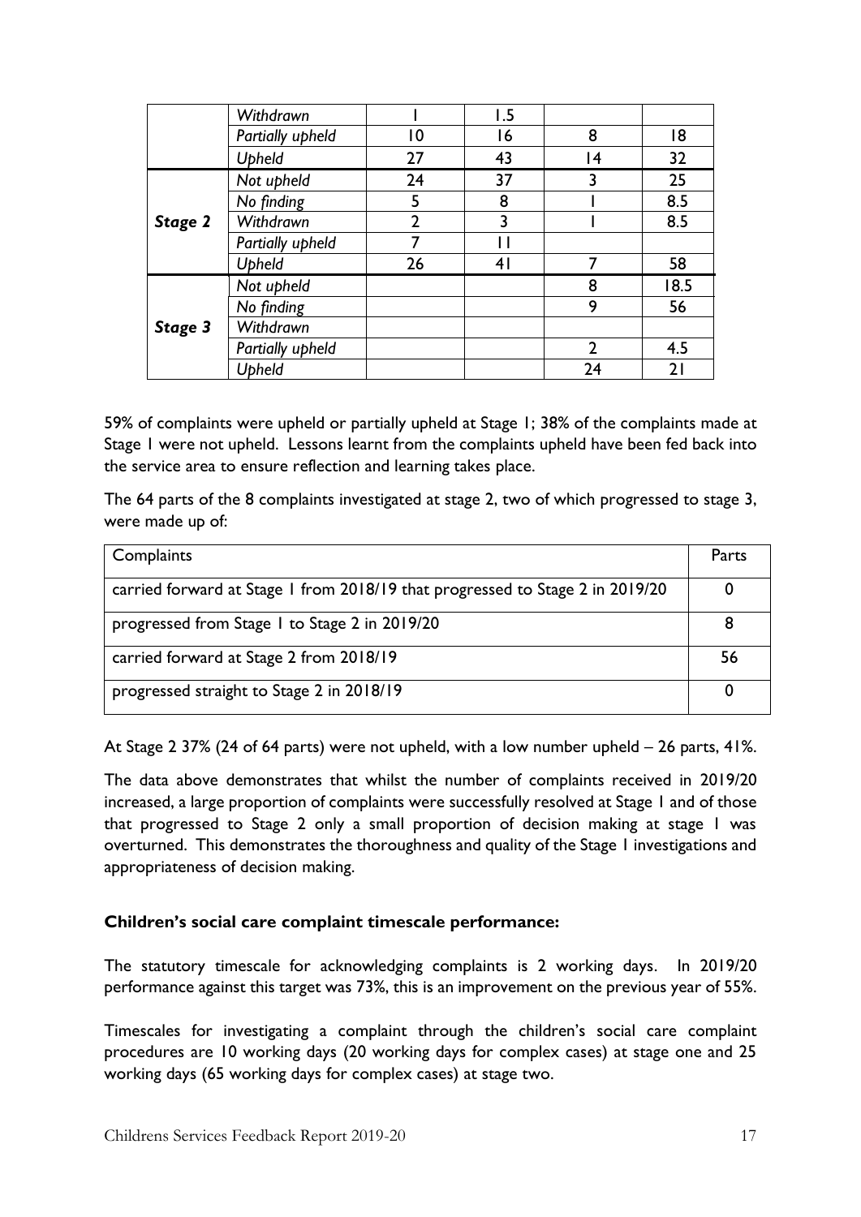| | | | | | |
|---|---|---|---|---|---|
| | *Withdrawn* | 1 | 1.5 | | |
| | *Partially upheld* | 10 | 16 | 8 | 18 |
| | *Upheld* | 27 | 43 | 14 | 32 |
| ***Stage 2*** | *Not upheld* | 24 | 37 | 3 | 25 |
| | *No finding* | 5 | 8 | 1 | 8.5 |
| | *Withdrawn* | 2 | 3 | 1 | 8.5 |
| | *Partially upheld* | 7 | 11 | | |
| | *Upheld* | 26 | 41 | 7 | 58 |
| ***Stage 3*** | *Not upheld* | | | 8 | 18.5 |
| | *No finding* | | | 9 | 56 |
| | *Withdrawn* | | | | |
| | *Partially upheld* | | | 2 | 4.5 |
| | *Upheld* | | | 24 | 21 |

59% of complaints were upheld or partially upheld at Stage 1; 38% of the complaints made at Stage 1 were not upheld. Lessons learnt from the complaints upheld have been fed back into the service area to ensure reflection and learning takes place.

The 64 parts of the 8 complaints investigated at stage 2, two of which progressed to stage 3, were made up of:

| Complaints | Parts |
|---|---|
| carried forward at Stage 1 from 2018/19 that progressed to Stage 2 in 2019/20 | 0 |
| progressed from Stage 1 to Stage 2 in 2019/20 | 8 |
| carried forward at Stage 2 from 2018/19 | 56 |
| progressed straight to Stage 2 in 2018/19 | 0 |

At Stage 2 37% (24 of 64 parts) were not upheld, with a low number upheld – 26 parts, 41%.

The data above demonstrates that whilst the number of complaints received in 2019/20 increased, a large proportion of complaints were successfully resolved at Stage 1 and of those that progressed to Stage 2 only a small proportion of decision making at stage 1 was overturned. This demonstrates the thoroughness and quality of the Stage 1 investigations and appropriateness of decision making.

**Children's social care complaint timescale performance:**

The statutory timescale for acknowledging complaints is 2 working days. In 2019/20 performance against this target was 73%, this is an improvement on the previous year of 55%.

Timescales for investigating a complaint through the children's social care complaint procedures are 10 working days (20 working days for complex cases) at stage one and 25 working days (65 working days for complex cases) at stage two.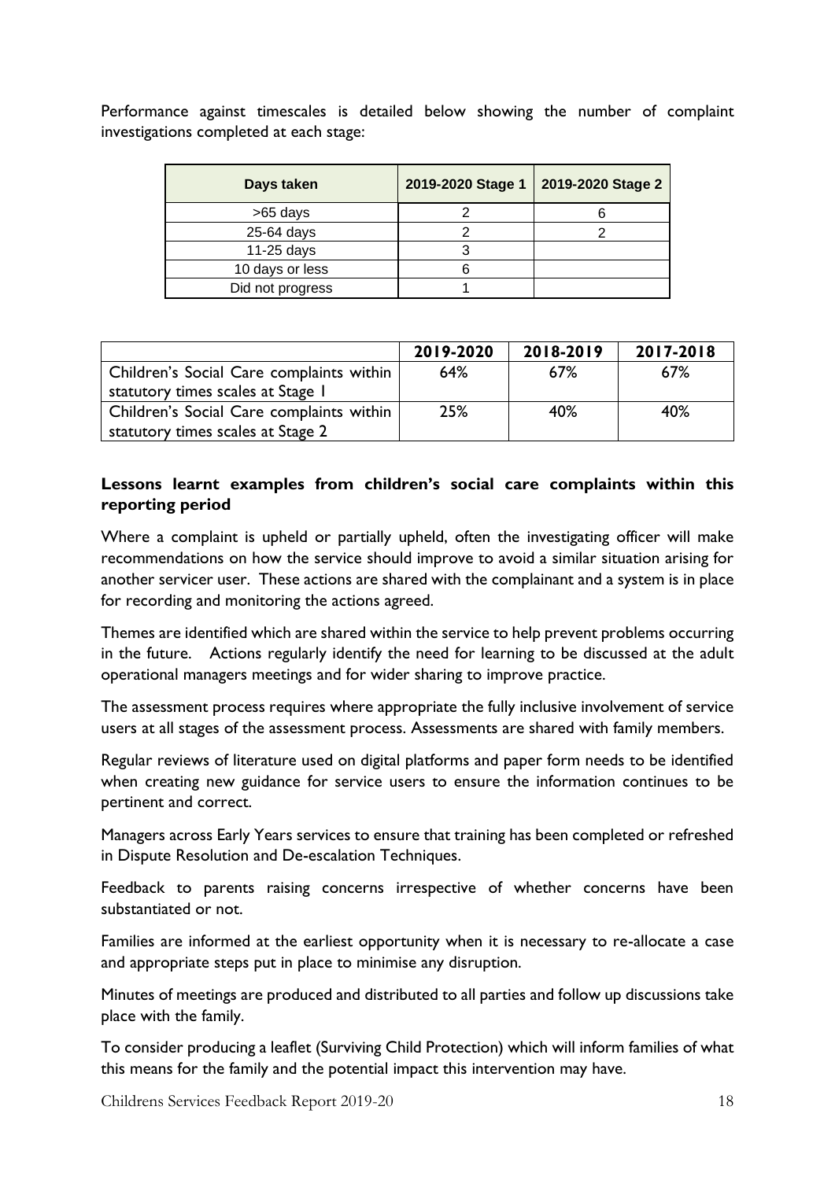Performance against timescales is detailed below showing the number of complaint investigations completed at each stage:

| Days taken | 2019-2020 Stage 1 | 2019-2020 Stage 2 |
| --- | --- | --- |
| >65 days | 2 | 6 |
| 25-64 days | 2 | 2 |
| 11-25 days | 3 | |
| 10 days or less | 6 | |
| Did not progress | 1 | |

| | 2019-2020 | 2018-2019 | 2017-2018 |
| --- | --- | --- | --- |
| Children's Social Care complaints within statutory times scales at Stage 1 | 64% | 67% | 67% |
| Children's Social Care complaints within statutory times scales at Stage 2 | 25% | 40% | 40% |

**Lessons learnt examples from children's social care complaints within this reporting period**

Where a complaint is upheld or partially upheld, often the investigating officer will make recommendations on how the service should improve to avoid a similar situation arising for another servicer user. These actions are shared with the complainant and a system is in place for recording and monitoring the actions agreed.

Themes are identified which are shared within the service to help prevent problems occurring in the future. Actions regularly identify the need for learning to be discussed at the adult operational managers meetings and for wider sharing to improve practice.

The assessment process requires where appropriate the fully inclusive involvement of service users at all stages of the assessment process. Assessments are shared with family members.

Regular reviews of literature used on digital platforms and paper form needs to be identified when creating new guidance for service users to ensure the information continues to be pertinent and correct.

Managers across Early Years services to ensure that training has been completed or refreshed in Dispute Resolution and De-escalation Techniques.

Feedback to parents raising concerns irrespective of whether concerns have been substantiated or not.

Families are informed at the earliest opportunity when it is necessary to re-allocate a case and appropriate steps put in place to minimise any disruption.

Minutes of meetings are produced and distributed to all parties and follow up discussions take place with the family.

To consider producing a leaflet (Surviving Child Protection) which will inform families of what this means for the family and the potential impact this intervention may have.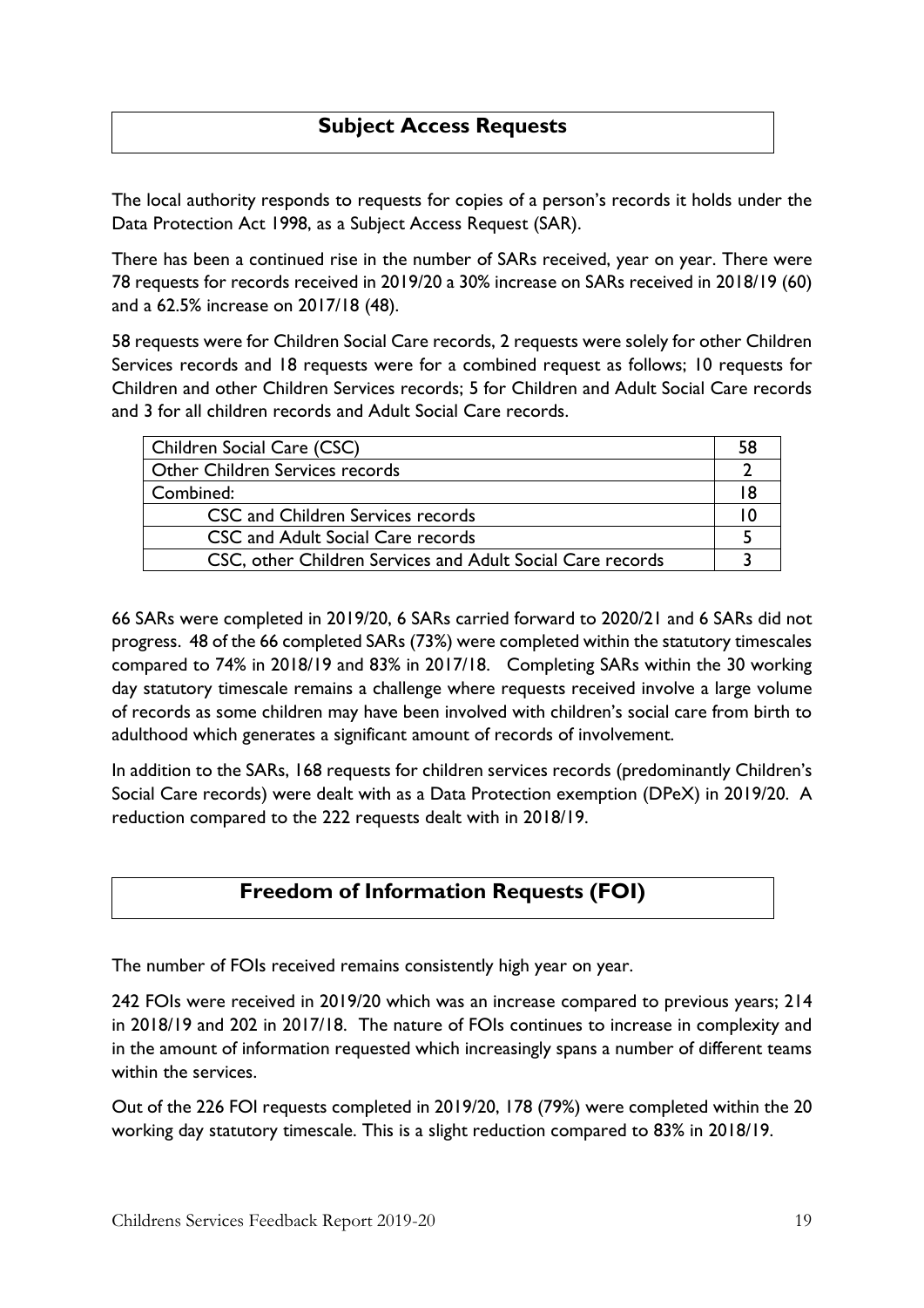## Subject Access Requests

The local authority responds to requests for copies of a person's records it holds under the Data Protection Act 1998, as a Subject Access Request (SAR).

There has been a continued rise in the number of SARs received, year on year. There were 78 requests for records received in 2019/20 a 30% increase on SARs received in 2018/19 (60) and a 62.5% increase on 2017/18 (48).

58 requests were for Children Social Care records, 2 requests were solely for other Children Services records and 18 requests were for a combined request as follows; 10 requests for Children and other Children Services records; 5 for Children and Adult Social Care records and 3 for all children records and Adult Social Care records.

| | |
|---|---|
| Children Social Care (CSC) | 58 |
| Other Children Services records | 2 |
| Combined: | 18 |
| CSC and Children Services records | 10 |
| CSC and Adult Social Care records | 5 |
| CSC, other Children Services and Adult Social Care records | 3 |

66 SARs were completed in 2019/20, 6 SARs carried forward to 2020/21 and 6 SARs did not progress. 48 of the 66 completed SARs (73%) were completed within the statutory timescales compared to 74% in 2018/19 and 83% in 2017/18. Completing SARs within the 30 working day statutory timescale remains a challenge where requests received involve a large volume of records as some children may have been involved with children's social care from birth to adulthood which generates a significant amount of records of involvement.

In addition to the SARs, 168 requests for children services records (predominantly Children's Social Care records) were dealt with as a Data Protection exemption (DPeX) in 2019/20. A reduction compared to the 222 requests dealt with in 2018/19.

## Freedom of Information Requests (FOI)

The number of FOIs received remains consistently high year on year.

242 FOIs were received in 2019/20 which was an increase compared to previous years; 214 in 2018/19 and 202 in 2017/18. The nature of FOIs continues to increase in complexity and in the amount of information requested which increasingly spans a number of different teams within the services.

Out of the 226 FOI requests completed in 2019/20, 178 (79%) were completed within the 20 working day statutory timescale. This is a slight reduction compared to 83% in 2018/19.